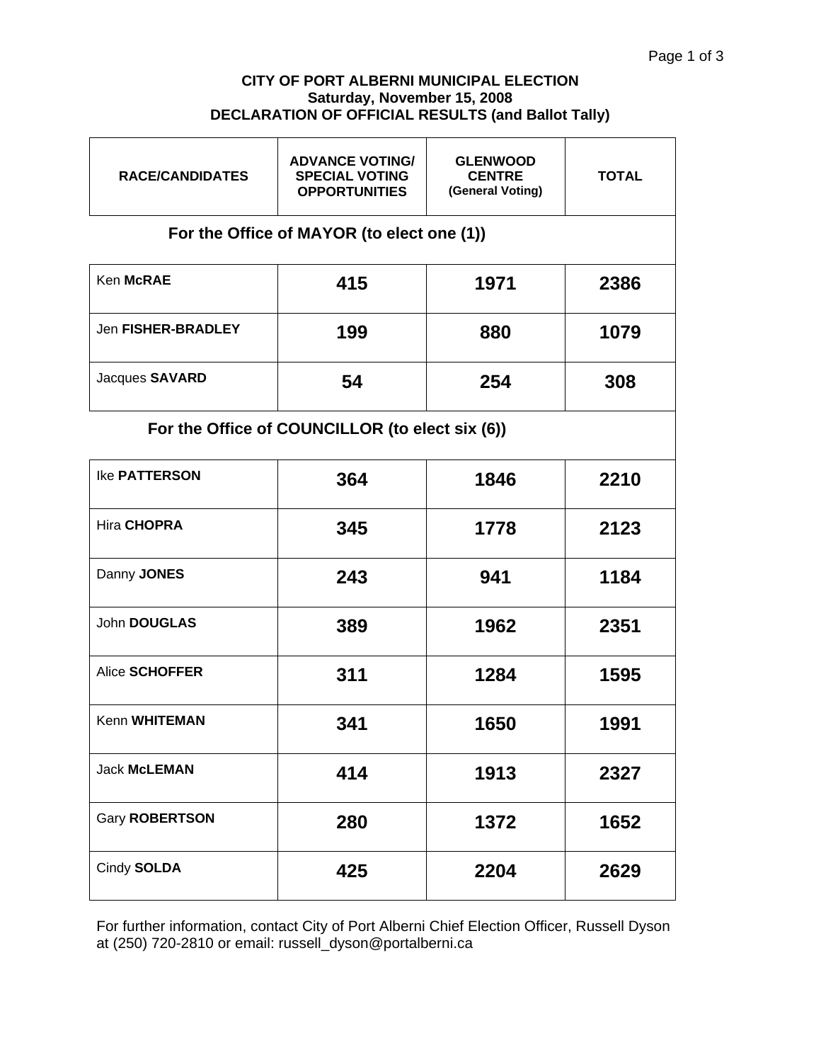**CITY OF PORT ALBERNI MUNICIPAL ELECTION**
**Saturday, November 15, 2008**
**DECLARATION OF OFFICIAL RESULTS (and Ballot Tally)**

| RACE/CANDIDATES | ADVANCE VOTING/ SPECIAL VOTING OPPORTUNITIES | GLENWOOD CENTRE (General Voting) | TOTAL |
|---|---|---|---|
| **For the Office of MAYOR (to elect one (1))** | | | |
| Ken **McRAE** | **415** | **1971** | **2386** |
| Jen **FISHER-BRADLEY** | **199** | **880** | **1079** |
| Jacques **SAVARD** | **54** | **254** | **308** |
| **For the Office of COUNCILLOR (to elect six (6))** | | | |
| Ike **PATTERSON** | **364** | **1846** | **2210** |
| Hira **CHOPRA** | **345** | **1778** | **2123** |
| Danny **JONES** | **243** | **941** | **1184** |
| John **DOUGLAS** | **389** | **1962** | **2351** |
| Alice **SCHOFFER** | **311** | **1284** | **1595** |
| Kenn **WHITEMAN** | **341** | **1650** | **1991** |
| Jack **McLEMAN** | **414** | **1913** | **2327** |
| Gary **ROBERTSON** | **280** | **1372** | **1652** |
| Cindy **SOLDA** | **425** | **2204** | **2629** |

For further information, contact City of Port Alberni Chief Election Officer, Russell Dyson at (250) 720-2810 or email: russell_dyson@portalberni.ca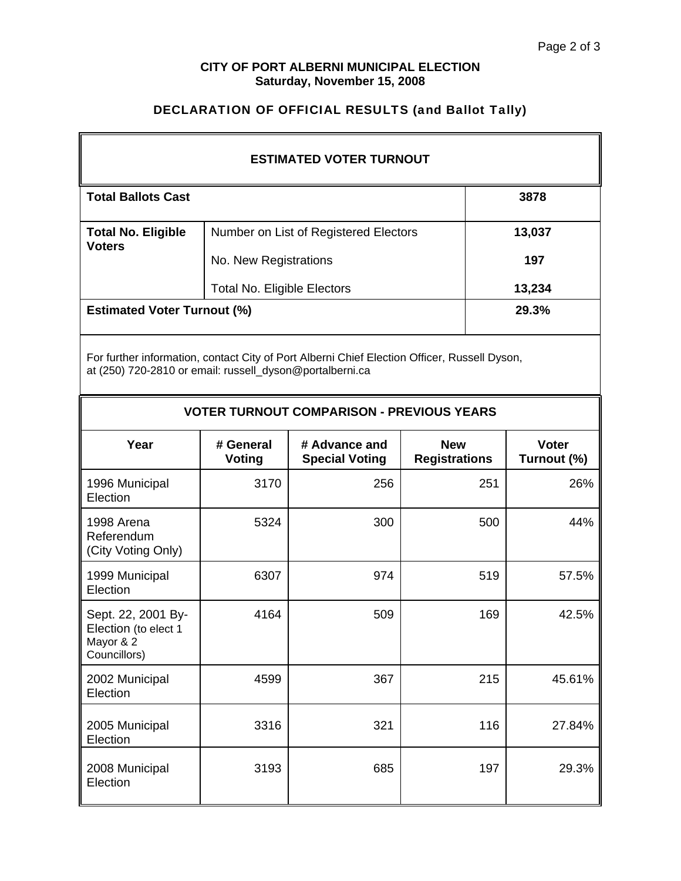**CITY OF PORT ALBERNI MUNICIPAL ELECTION**
**Saturday, November 15, 2008**

## DECLARATION OF OFFICIAL RESULTS (and Ballot Tally)

| ESTIMATED VOTER TURNOUT | | |
|---|---|---|
| **Total Ballots Cast** | | **3878** |
| **Total No. Eligible Voters** | Number on List of Registered Electors | **13,037** |
| | No. New Registrations | **197** |
| | Total No. Eligible Electors | **13,234** |
| **Estimated Voter Turnout (%)** | | **29.3%** |

For further information, contact City of Port Alberni Chief Election Officer, Russell Dyson, at (250) 720-2810 or email: russell_dyson@portalberni.ca

### VOTER TURNOUT COMPARISON - PREVIOUS YEARS

| Year | # General Voting | # Advance and Special Voting | New Registrations | Voter Turnout (%) |
|---|---|---|---|---|
| 1996 Municipal Election | 3170 | 256 | 251 | 26% |
| 1998 Arena Referendum (City Voting Only) | 5324 | 300 | 500 | 44% |
| 1999 Municipal Election | 6307 | 974 | 519 | 57.5% |
| Sept. 22, 2001 By-Election (to elect 1 Mayor & 2 Councillors) | 4164 | 509 | 169 | 42.5% |
| 2002 Municipal Election | 4599 | 367 | 215 | 45.61% |
| 2005 Municipal Election | 3316 | 321 | 116 | 27.84% |
| 2008 Municipal Election | 3193 | 685 | 197 | 29.3% |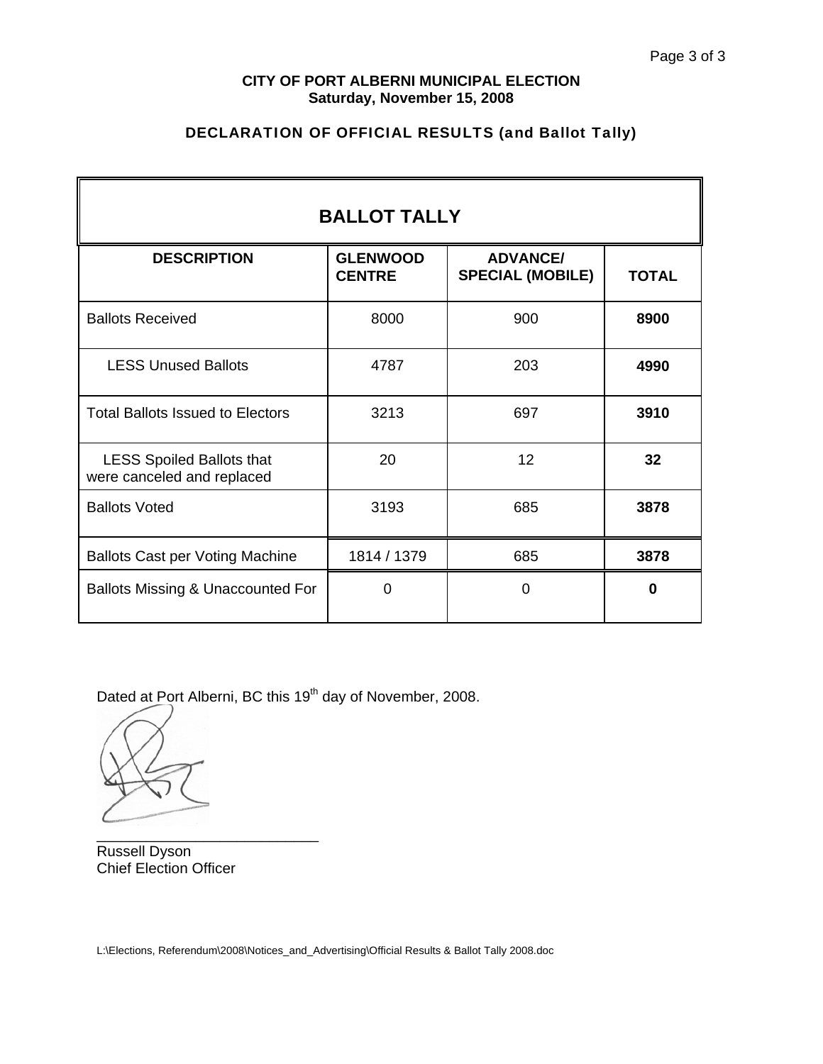**CITY OF PORT ALBERNI MUNICIPAL ELECTION**
**Saturday, November 15, 2008**

**DECLARATION OF OFFICIAL RESULTS (and Ballot Tally)**

## BALLOT TALLY

| DESCRIPTION | GLENWOOD CENTRE | ADVANCE/ SPECIAL (MOBILE) | TOTAL |
|---|---|---|---|
| Ballots Received | 8000 | 900 | **8900** |
| LESS Unused Ballots | 4787 | 203 | **4990** |
| Total Ballots Issued to Electors | 3213 | 697 | **3910** |
| LESS Spoiled Ballots that were canceled and replaced | 20 | 12 | **32** |
| Ballots Voted | 3193 | 685 | **3878** |
| Ballots Cast per Voting Machine | 1814 / 1379 | 685 | **3878** |
| Ballots Missing & Unaccounted For | 0 | 0 | **0** |

Dated at Port Alberni, BC this 19th day of November, 2008.

Russell Dyson
Chief Election Officer

L:\Elections, Referendum\2008\Notices_and_Advertising\Official Results & Ballot Tally 2008.doc